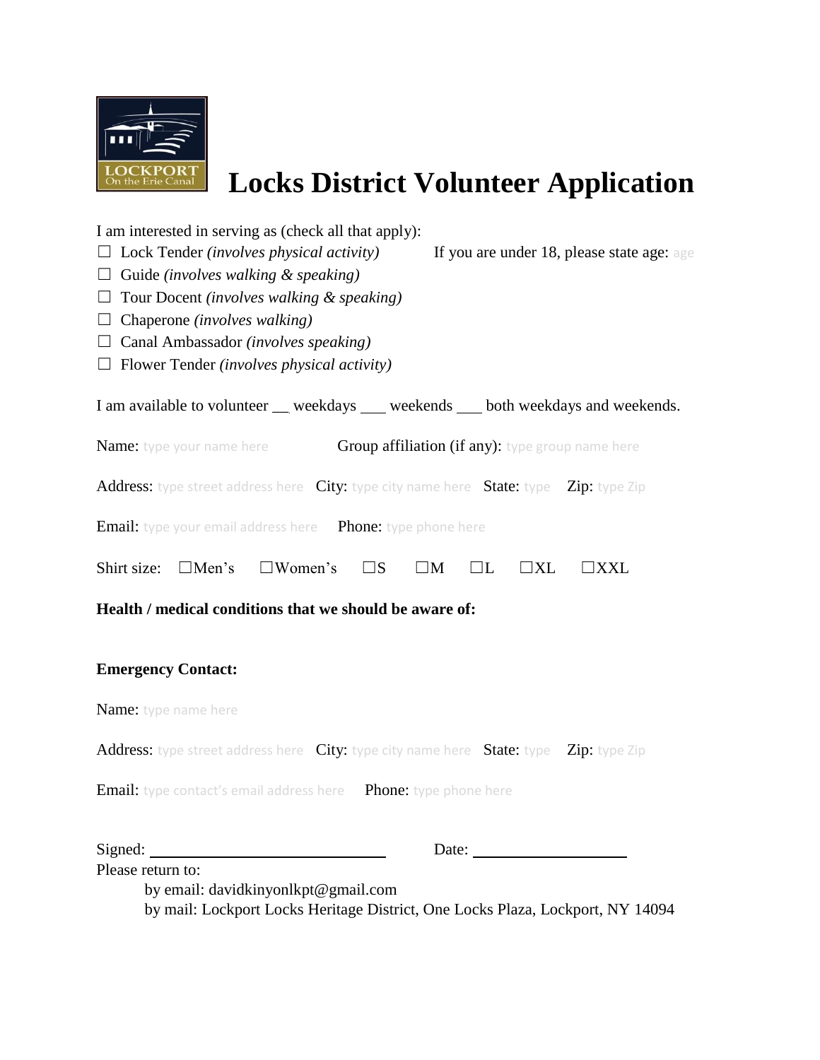# Locks District Volunteer Application

I am interested in serving as (check all that apply):

☐ Lock Tender *(involves physical activity)* If you are under 18, please state age: age

☐ Guide *(involves walking & speaking)*

☐ Tour Docent *(involves walking & speaking)*

☐ Chaperone *(involves walking)*

☐ Canal Ambassador *(involves speaking)*

☐ Flower Tender *(involves physical activity)*

I am available to volunteer __ weekdays ___ weekends ___ both weekdays and weekends.

Name: type your name here Group affiliation (if any): type group name here

Address: type street address here City: type city name here State: type Zip: type Zip

Email: type your email address here Phone: type phone here

Shirt size: ☐Men's ☐Women's ☐S ☐M ☐L ☐XL ☐XXL

**Health / medical conditions that we should be aware of:**

**Emergency Contact:**

Name: type name here

Address: type street address here City: type city name here State: type Zip: type Zip

Email: type contact's email address here Phone: type phone here

Signed: ______________________________ Date: ____________________

Please return to:

by email: davidkinyonlkpt@gmail.com

by mail: Lockport Locks Heritage District, One Locks Plaza, Lockport, NY 14094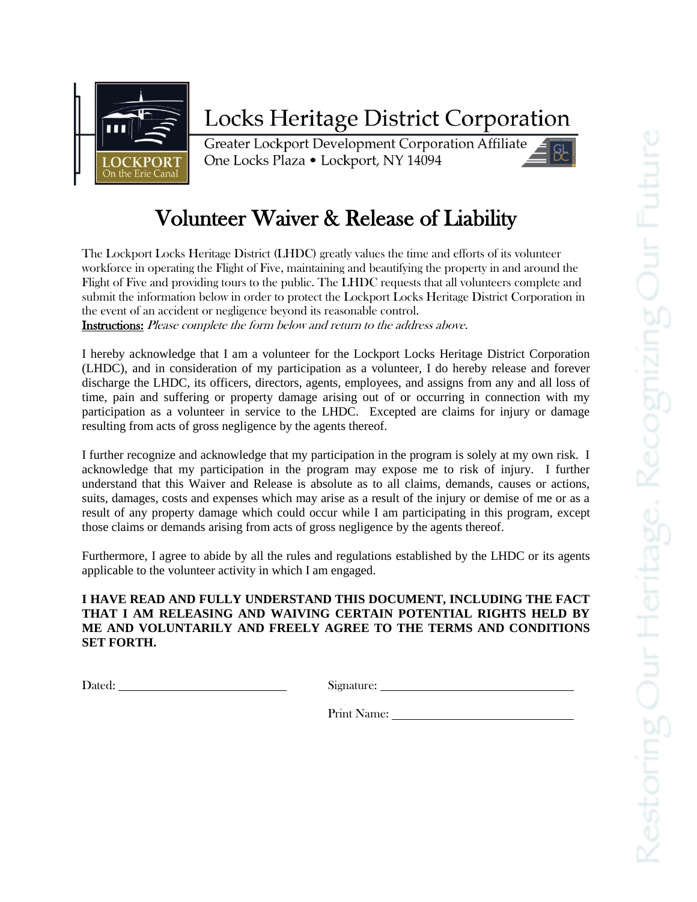# Locks Heritage District Corporation

Greater Lockport Development Corporation Affiliate
One Locks Plaza • Lockport, NY 14094

## Volunteer Waiver & Release of Liability

The Lockport Locks Heritage District (LHDC) greatly values the time and efforts of its volunteer workforce in operating the Flight of Five, maintaining and beautifying the property in and around the Flight of Five and providing tours to the public. The LHDC requests that all volunteers complete and submit the information below in order to protect the Lockport Locks Heritage District Corporation in the event of an accident or negligence beyond its reasonable control.

<u>Instructions:</u> *Please complete the form below and return to the address above.*

I hereby acknowledge that I am a volunteer for the Lockport Locks Heritage District Corporation (LHDC), and in consideration of my participation as a volunteer, I do hereby release and forever discharge the LHDC, its officers, directors, agents, employees, and assigns from any and all loss of time, pain and suffering or property damage arising out of or occurring in connection with my participation as a volunteer in service to the LHDC. Excepted are claims for injury or damage resulting from acts of gross negligence by the agents thereof.

I further recognize and acknowledge that my participation in the program is solely at my own risk. I acknowledge that my participation in the program may expose me to risk of injury. I further understand that this Waiver and Release is absolute as to all claims, demands, causes or actions, suits, damages, costs and expenses which may arise as a result of the injury or demise of me or as a result of any property damage which could occur while I am participating in this program, except those claims or demands arising from acts of gross negligence by the agents thereof.

Furthermore, I agree to abide by all the rules and regulations established by the LHDC or its agents applicable to the volunteer activity in which I am engaged.

**I HAVE READ AND FULLY UNDERSTAND THIS DOCUMENT, INCLUDING THE FACT THAT I AM RELEASING AND WAIVING CERTAIN POTENTIAL RIGHTS HELD BY ME AND VOLUNTARILY AND FREELY AGREE TO THE TERMS AND CONDITIONS SET FORTH.**

Dated: ____________________ Signature: ____________________

Print Name: ____________________

Restoring Our Heritage. Recognizing Our Future